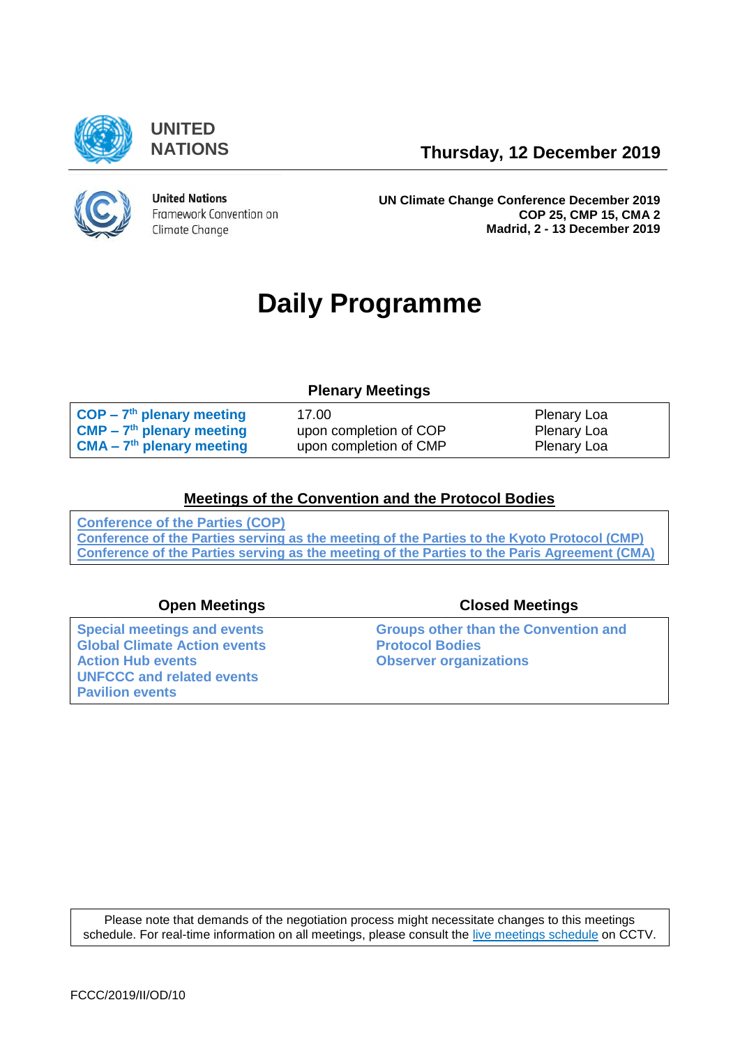UNITED NATIONS

**Thursday, 12 December 2019**

United Nations Framework Convention on Climate Change

**UN Climate Change Conference December 2019**
**COP 25, CMP 15, CMA 2**
**Madrid, 2 - 13 December 2019**

# Daily Programme

## Plenary Meetings

| | | |
|---|---|---|
| **COP – 7th plenary meeting** | 17.00 | Plenary Loa |
| **CMP – 7th plenary meeting** | upon completion of COP | Plenary Loa |
| **CMA – 7th plenary meeting** | upon completion of CMP | Plenary Loa |

## Meetings of the Convention and the Protocol Bodies

**Conference of the Parties (COP)**
**Conference of the Parties serving as the meeting of the Parties to the Kyoto Protocol (CMP)**
**Conference of the Parties serving as the meeting of the Parties to the Paris Agreement (CMA)**

| Open Meetings | Closed Meetings |
|---|---|
| **Special meetings and events** | **Groups other than the Convention and Protocol Bodies** |
| **Global Climate Action events** | **Observer organizations** |
| **Action Hub events** | |
| **UNFCCC and related events** | |
| **Pavilion events** | |

Please note that demands of the negotiation process might necessitate changes to this meetings schedule. For real-time information on all meetings, please consult the live meetings schedule on CCTV.

FCCC/2019/II/OD/10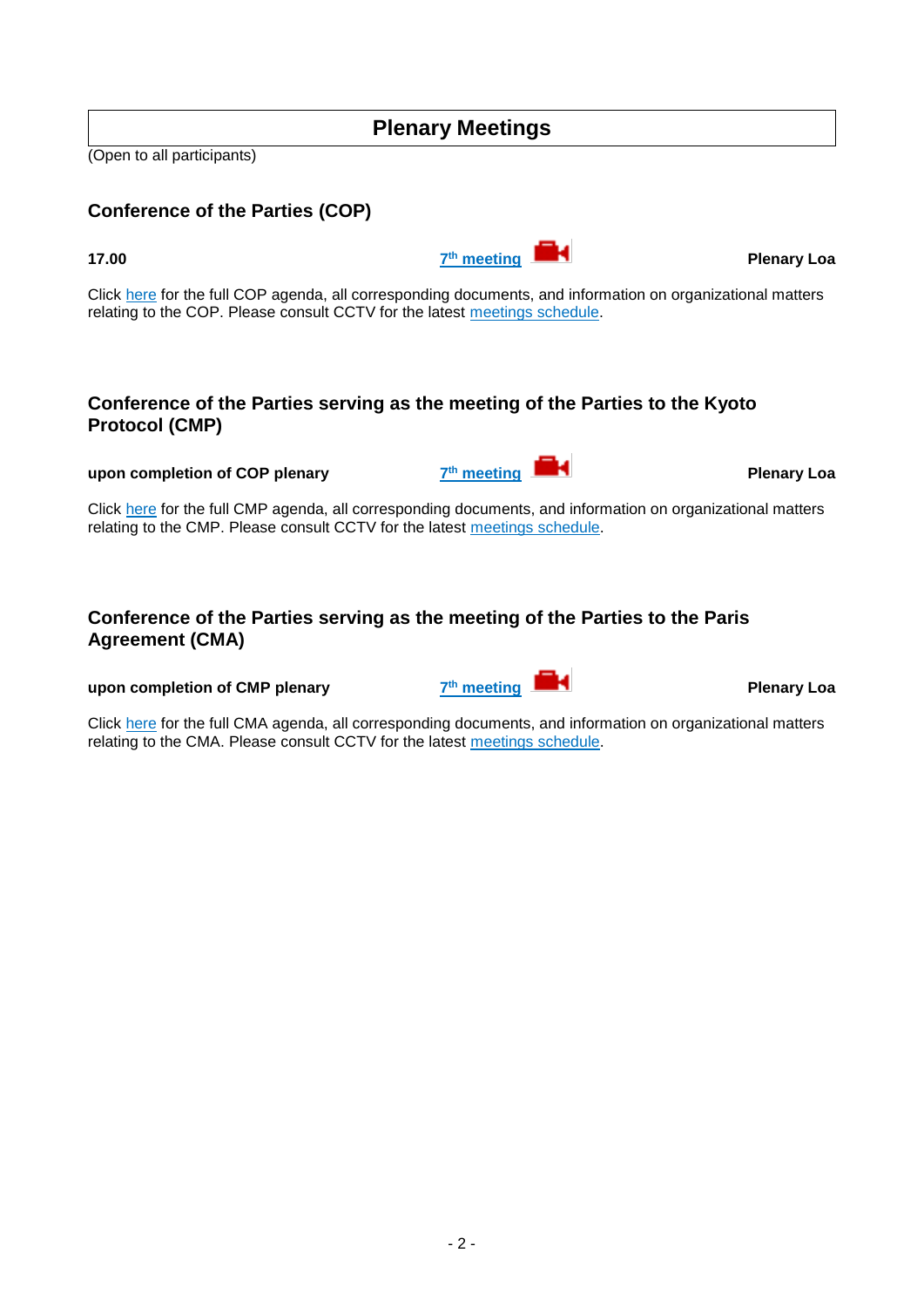# Plenary Meetings

(Open to all participants)

## Conference of the Parties (COP)

**17.00** | **7th meeting** | **Plenary Loa**

Click here for the full COP agenda, all corresponding documents, and information on organizational matters relating to the COP. Please consult CCTV for the latest meetings schedule.

## Conference of the Parties serving as the meeting of the Parties to the Kyoto Protocol (CMP)

**upon completion of COP plenary** | **7th meeting** | **Plenary Loa**

Click here for the full CMP agenda, all corresponding documents, and information on organizational matters relating to the CMP. Please consult CCTV for the latest meetings schedule.

## Conference of the Parties serving as the meeting of the Parties to the Paris Agreement (CMA)

**upon completion of CMP plenary** | **7th meeting** | **Plenary Loa**

Click here for the full CMA agenda, all corresponding documents, and information on organizational matters relating to the CMA. Please consult CCTV for the latest meetings schedule.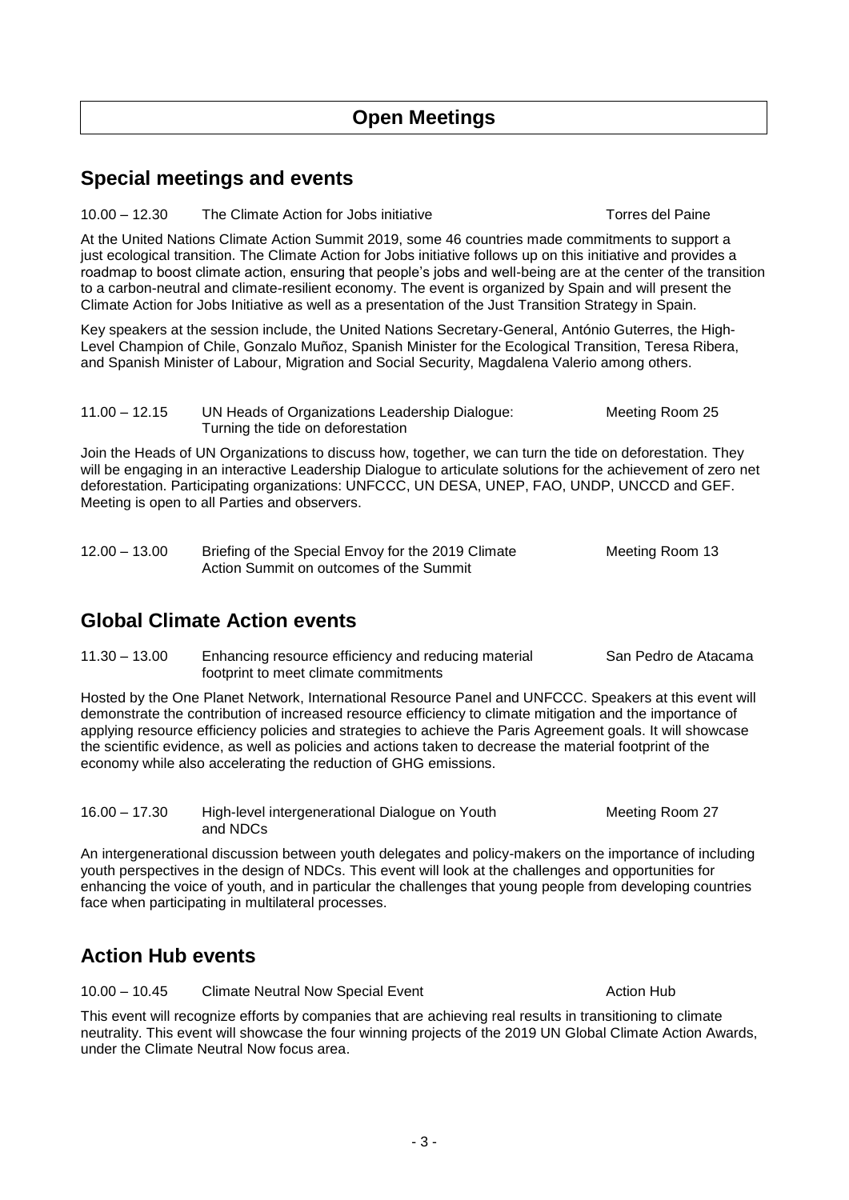# Open Meetings

## Special meetings and events

10.00 – 12.30 The Climate Action for Jobs initiative — Torres del Paine

At the United Nations Climate Action Summit 2019, some 46 countries made commitments to support a just ecological transition. The Climate Action for Jobs initiative follows up on this initiative and provides a roadmap to boost climate action, ensuring that people's jobs and well-being are at the center of the transition to a carbon-neutral and climate-resilient economy. The event is organized by Spain and will present the Climate Action for Jobs Initiative as well as a presentation of the Just Transition Strategy in Spain.

Key speakers at the session include, the United Nations Secretary-General, António Guterres, the High-Level Champion of Chile, Gonzalo Muñoz, Spanish Minister for the Ecological Transition, Teresa Ribera, and Spanish Minister of Labour, Migration and Social Security, Magdalena Valerio among others.

11.00 – 12.15 UN Heads of Organizations Leadership Dialogue: Turning the tide on deforestation — Meeting Room 25

Join the Heads of UN Organizations to discuss how, together, we can turn the tide on deforestation. They will be engaging in an interactive Leadership Dialogue to articulate solutions for the achievement of zero net deforestation. Participating organizations: UNFCCC, UN DESA, UNEP, FAO, UNDP, UNCCD and GEF. Meeting is open to all Parties and observers.

12.00 – 13.00 Briefing of the Special Envoy for the 2019 Climate Action Summit on outcomes of the Summit — Meeting Room 13

## Global Climate Action events

11.30 – 13.00 Enhancing resource efficiency and reducing material footprint to meet climate commitments — San Pedro de Atacama

Hosted by the One Planet Network, International Resource Panel and UNFCCC. Speakers at this event will demonstrate the contribution of increased resource efficiency to climate mitigation and the importance of applying resource efficiency policies and strategies to achieve the Paris Agreement goals. It will showcase the scientific evidence, as well as policies and actions taken to decrease the material footprint of the economy while also accelerating the reduction of GHG emissions.

16.00 – 17.30 High-level intergenerational Dialogue on Youth and NDCs — Meeting Room 27

An intergenerational discussion between youth delegates and policy-makers on the importance of including youth perspectives in the design of NDCs. This event will look at the challenges and opportunities for enhancing the voice of youth, and in particular the challenges that young people from developing countries face when participating in multilateral processes.

## Action Hub events

10.00 – 10.45 Climate Neutral Now Special Event — Action Hub

This event will recognize efforts by companies that are achieving real results in transitioning to climate neutrality. This event will showcase the four winning projects of the 2019 UN Global Climate Action Awards, under the Climate Neutral Now focus area.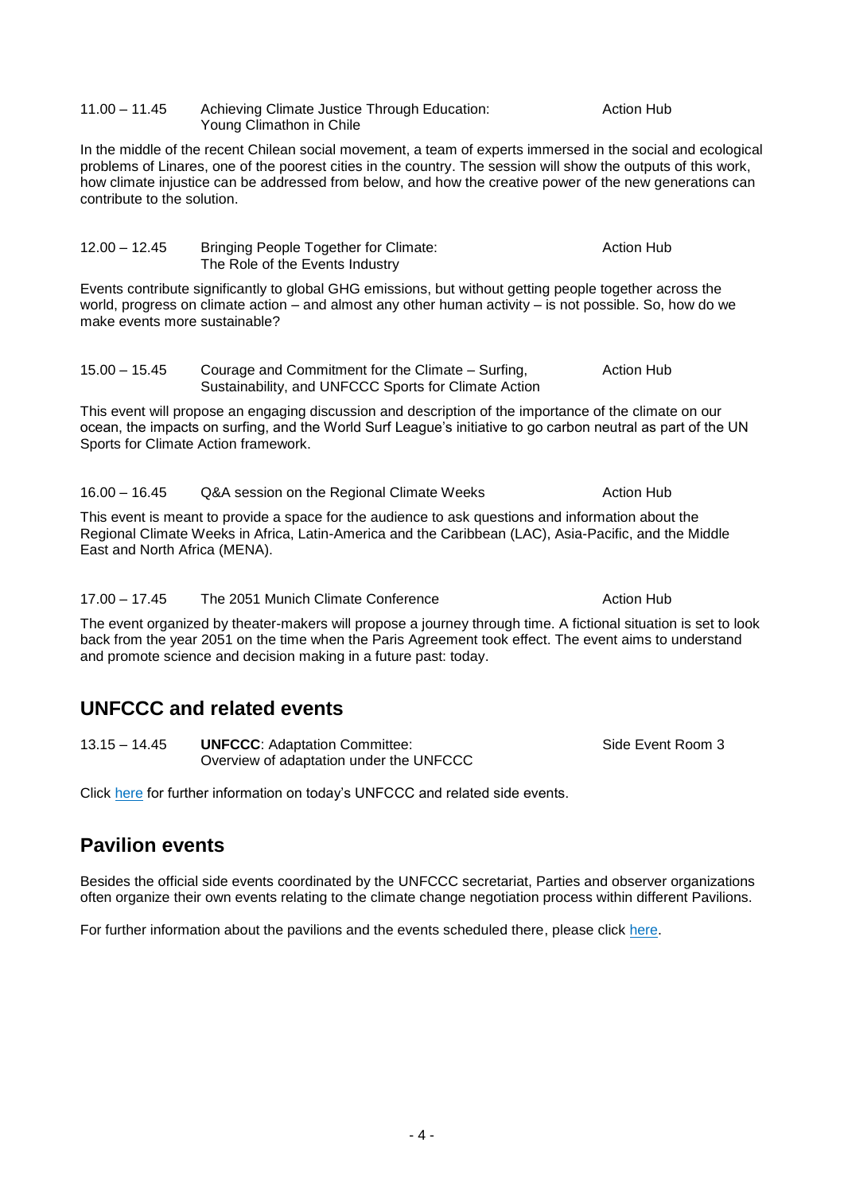11.00 – 11.45 Achieving Climate Justice Through Education: Young Climathon in Chile — Action Hub

In the middle of the recent Chilean social movement, a team of experts immersed in the social and ecological problems of Linares, one of the poorest cities in the country. The session will show the outputs of this work, how climate injustice can be addressed from below, and how the creative power of the new generations can contribute to the solution.

12.00 – 12.45 Bringing People Together for Climate: The Role of the Events Industry — Action Hub

Events contribute significantly to global GHG emissions, but without getting people together across the world, progress on climate action – and almost any other human activity – is not possible. So, how do we make events more sustainable?

15.00 – 15.45 Courage and Commitment for the Climate – Surfing, Sustainability, and UNFCCC Sports for Climate Action — Action Hub

This event will propose an engaging discussion and description of the importance of the climate on our ocean, the impacts on surfing, and the World Surf League's initiative to go carbon neutral as part of the UN Sports for Climate Action framework.

16.00 – 16.45 Q&A session on the Regional Climate Weeks — Action Hub

This event is meant to provide a space for the audience to ask questions and information about the Regional Climate Weeks in Africa, Latin-America and the Caribbean (LAC), Asia-Pacific, and the Middle East and North Africa (MENA).

17.00 – 17.45 The 2051 Munich Climate Conference — Action Hub

The event organized by theater-makers will propose a journey through time. A fictional situation is set to look back from the year 2051 on the time when the Paris Agreement took effect. The event aims to understand and promote science and decision making in a future past: today.

## UNFCCC and related events

13.15 – 14.45 **UNFCCC**: Adaptation Committee: Overview of adaptation under the UNFCCC — Side Event Room 3

Click here for further information on today's UNFCCC and related side events.

## Pavilion events

Besides the official side events coordinated by the UNFCCC secretariat, Parties and observer organizations often organize their own events relating to the climate change negotiation process within different Pavilions.

For further information about the pavilions and the events scheduled there, please click here.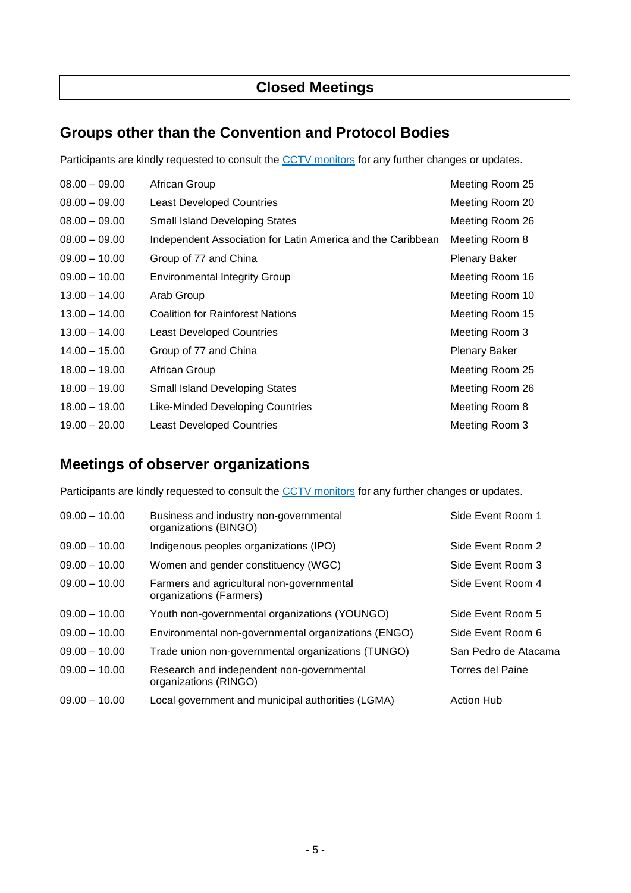# Closed Meetings

## Groups other than the Convention and Protocol Bodies

Participants are kindly requested to consult the [CCTV monitors](#) for any further changes or updates.

| | | |
|---|---|---|
| 08.00 – 09.00 | African Group | Meeting Room 25 |
| 08.00 – 09.00 | Least Developed Countries | Meeting Room 20 |
| 08.00 – 09.00 | Small Island Developing States | Meeting Room 26 |
| 08.00 – 09.00 | Independent Association for Latin America and the Caribbean | Meeting Room 8 |
| 09.00 – 10.00 | Group of 77 and China | Plenary Baker |
| 09.00 – 10.00 | Environmental Integrity Group | Meeting Room 16 |
| 13.00 – 14.00 | Arab Group | Meeting Room 10 |
| 13.00 – 14.00 | Coalition for Rainforest Nations | Meeting Room 15 |
| 13.00 – 14.00 | Least Developed Countries | Meeting Room 3 |
| 14.00 – 15.00 | Group of 77 and China | Plenary Baker |
| 18.00 – 19.00 | African Group | Meeting Room 25 |
| 18.00 – 19.00 | Small Island Developing States | Meeting Room 26 |
| 18.00 – 19.00 | Like-Minded Developing Countries | Meeting Room 8 |
| 19.00 – 20.00 | Least Developed Countries | Meeting Room 3 |

## Meetings of observer organizations

Participants are kindly requested to consult the [CCTV monitors](#) for any further changes or updates.

| | | |
|---|---|---|
| 09.00 – 10.00 | Business and industry non-governmental organizations (BINGO) | Side Event Room 1 |
| 09.00 – 10.00 | Indigenous peoples organizations (IPO) | Side Event Room 2 |
| 09.00 – 10.00 | Women and gender constituency (WGC) | Side Event Room 3 |
| 09.00 – 10.00 | Farmers and agricultural non-governmental organizations (Farmers) | Side Event Room 4 |
| 09.00 – 10.00 | Youth non-governmental organizations (YOUNGO) | Side Event Room 5 |
| 09.00 – 10.00 | Environmental non-governmental organizations (ENGO) | Side Event Room 6 |
| 09.00 – 10.00 | Trade union non-governmental organizations (TUNGO) | San Pedro de Atacama |
| 09.00 – 10.00 | Research and independent non-governmental organizations (RINGO) | Torres del Paine |
| 09.00 – 10.00 | Local government and municipal authorities (LGMA) | Action Hub |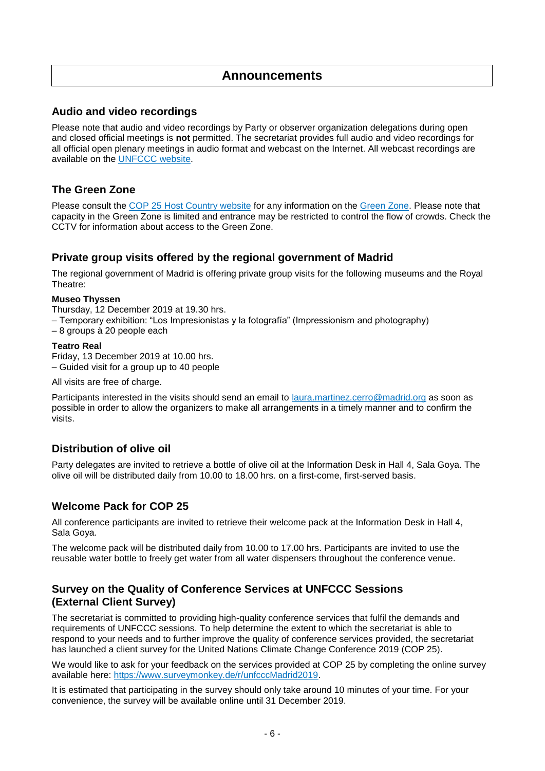# Announcements

## Audio and video recordings

Please note that audio and video recordings by Party or observer organization delegations during open and closed official meetings is **not** permitted. The secretariat provides full audio and video recordings for all official open plenary meetings in audio format and webcast on the Internet. All webcast recordings are available on the UNFCCC website.

## The Green Zone

Please consult the COP 25 Host Country website for any information on the Green Zone. Please note that capacity in the Green Zone is limited and entrance may be restricted to control the flow of crowds. Check the CCTV for information about access to the Green Zone.

## Private group visits offered by the regional government of Madrid

The regional government of Madrid is offering private group visits for the following museums and the Royal Theatre:

**Museo Thyssen**
Thursday, 12 December 2019 at 19.30 hrs.
– Temporary exhibition: "Los Impresionistas y la fotografía" (Impressionism and photography)
– 8 groups à 20 people each

**Teatro Real**
Friday, 13 December 2019 at 10.00 hrs.
– Guided visit for a group up to 40 people

All visits are free of charge.

Participants interested in the visits should send an email to laura.martinez.cerro@madrid.org as soon as possible in order to allow the organizers to make all arrangements in a timely manner and to confirm the visits.

## Distribution of olive oil

Party delegates are invited to retrieve a bottle of olive oil at the Information Desk in Hall 4, Sala Goya. The olive oil will be distributed daily from 10.00 to 18.00 hrs. on a first-come, first-served basis.

## Welcome Pack for COP 25

All conference participants are invited to retrieve their welcome pack at the Information Desk in Hall 4, Sala Goya.

The welcome pack will be distributed daily from 10.00 to 17.00 hrs. Participants are invited to use the reusable water bottle to freely get water from all water dispensers throughout the conference venue.

## Survey on the Quality of Conference Services at UNFCCC Sessions (External Client Survey)

The secretariat is committed to providing high-quality conference services that fulfil the demands and requirements of UNFCCC sessions. To help determine the extent to which the secretariat is able to respond to your needs and to further improve the quality of conference services provided, the secretariat has launched a client survey for the United Nations Climate Change Conference 2019 (COP 25).

We would like to ask for your feedback on the services provided at COP 25 by completing the online survey available here: https://www.surveymonkey.de/r/unfcccMadrid2019.

It is estimated that participating in the survey should only take around 10 minutes of your time. For your convenience, the survey will be available online until 31 December 2019.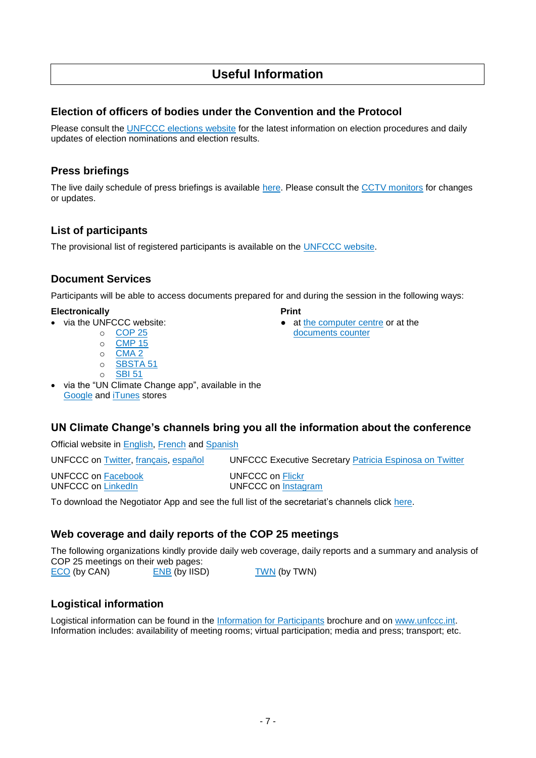# Useful Information

## Election of officers of bodies under the Convention and the Protocol

Please consult the UNFCCC elections website for the latest information on election procedures and daily updates of election nominations and election results.

## Press briefings

The live daily schedule of press briefings is available here. Please consult the CCTV monitors for changes or updates.

## List of participants

The provisional list of registered participants is available on the UNFCCC website.

## Document Services

Participants will be able to access documents prepared for and during the session in the following ways:

**Electronically**

- via the UNFCCC website:
  - COP 25
  - CMP 15
  - CMA 2
  - SBSTA 51
  - SBI 51
- via the "UN Climate Change app", available in the Google and iTunes stores

**Print**

- at the computer centre or at the documents counter

## UN Climate Change's channels bring you all the information about the conference

Official website in English, French and Spanish

UNFCCC on Twitter, français, español

UNFCCC Executive Secretary Patricia Espinosa on Twitter

UNFCCC on Facebook

UNFCCC on LinkedIn

UNFCCC on Flickr

UNFCCC on Instagram

To download the Negotiator App and see the full list of the secretariat's channels click here.

## Web coverage and daily reports of the COP 25 meetings

The following organizations kindly provide daily web coverage, daily reports and a summary and analysis of COP 25 meetings on their web pages:

ECO (by CAN) ENB (by IISD) TWN (by TWN)

## Logistical information

Logistical information can be found in the Information for Participants brochure and on www.unfccc.int. Information includes: availability of meeting rooms; virtual participation; media and press; transport; etc.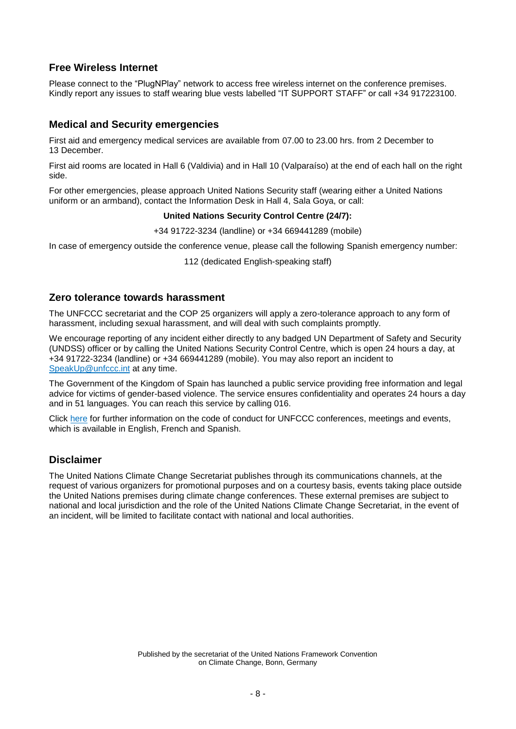## Free Wireless Internet

Please connect to the "PlugNPlay" network to access free wireless internet on the conference premises. Kindly report any issues to staff wearing blue vests labelled "IT SUPPORT STAFF" or call +34 917223100.

## Medical and Security emergencies

First aid and emergency medical services are available from 07.00 to 23.00 hrs. from 2 December to 13 December.

First aid rooms are located in Hall 6 (Valdivia) and in Hall 10 (Valparaíso) at the end of each hall on the right side.

For other emergencies, please approach United Nations Security staff (wearing either a United Nations uniform or an armband), contact the Information Desk in Hall 4, Sala Goya, or call:

**United Nations Security Control Centre (24/7):**

+34 91722-3234 (landline) or +34 669441289 (mobile)

In case of emergency outside the conference venue, please call the following Spanish emergency number:

112 (dedicated English-speaking staff)

## Zero tolerance towards harassment

The UNFCCC secretariat and the COP 25 organizers will apply a zero-tolerance approach to any form of harassment, including sexual harassment, and will deal with such complaints promptly.

We encourage reporting of any incident either directly to any badged UN Department of Safety and Security (UNDSS) officer or by calling the United Nations Security Control Centre, which is open 24 hours a day, at +34 91722-3234 (landline) or +34 669441289 (mobile). You may also report an incident to SpeakUp@unfccc.int at any time.

The Government of the Kingdom of Spain has launched a public service providing free information and legal advice for victims of gender-based violence. The service ensures confidentiality and operates 24 hours a day and in 51 languages. You can reach this service by calling 016.

Click here for further information on the code of conduct for UNFCCC conferences, meetings and events, which is available in English, French and Spanish.

## Disclaimer

The United Nations Climate Change Secretariat publishes through its communications channels, at the request of various organizers for promotional purposes and on a courtesy basis, events taking place outside the United Nations premises during climate change conferences. These external premises are subject to national and local jurisdiction and the role of the United Nations Climate Change Secretariat, in the event of an incident, will be limited to facilitate contact with national and local authorities.

Published by the secretariat of the United Nations Framework Convention on Climate Change, Bonn, Germany